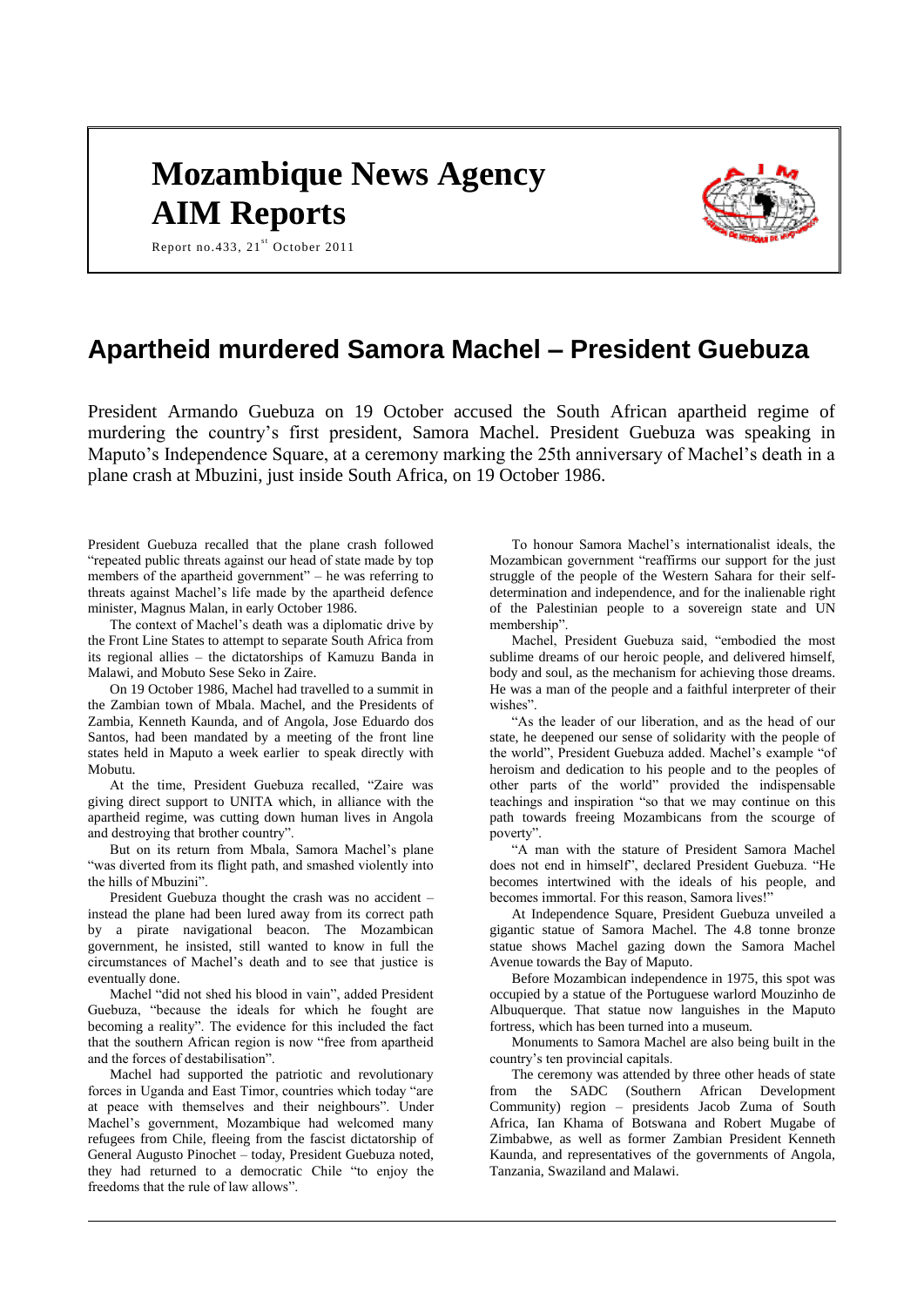# Mozambique News Agency
# AIM Reports

Report no.433, 21st October 2011

## Apartheid murdered Samora Machel – President Guebuza

President Armando Guebuza on 19 October accused the South African apartheid regime of murdering the country's first president, Samora Machel. President Guebuza was speaking in Maputo's Independence Square, at a ceremony marking the 25th anniversary of Machel's death in a plane crash at Mbuzini, just inside South Africa, on 19 October 1986.

President Guebuza recalled that the plane crash followed "repeated public threats against our head of state made by top members of the apartheid government" – he was referring to threats against Machel's life made by the apartheid defence minister, Magnus Malan, in early October 1986.

The context of Machel's death was a diplomatic drive by the Front Line States to attempt to separate South Africa from its regional allies – the dictatorships of Kamuzu Banda in Malawi, and Mobuto Sese Seko in Zaire.

On 19 October 1986, Machel had travelled to a summit in the Zambian town of Mbala. Machel, and the Presidents of Zambia, Kenneth Kaunda, and of Angola, Jose Eduardo dos Santos, had been mandated by a meeting of the front line states held in Maputo a week earlier to speak directly with Mobutu.

At the time, President Guebuza recalled, "Zaire was giving direct support to UNITA which, in alliance with the apartheid regime, was cutting down human lives in Angola and destroying that brother country".

But on its return from Mbala, Samora Machel's plane "was diverted from its flight path, and smashed violently into the hills of Mbuzini".

President Guebuza thought the crash was no accident – instead the plane had been lured away from its correct path by a pirate navigational beacon. The Mozambican government, he insisted, still wanted to know in full the circumstances of Machel's death and to see that justice is eventually done.

Machel "did not shed his blood in vain", added President Guebuza, "because the ideals for which he fought are becoming a reality". The evidence for this included the fact that the southern African region is now "free from apartheid and the forces of destabilisation".

Machel had supported the patriotic and revolutionary forces in Uganda and East Timor, countries which today "are at peace with themselves and their neighbours". Under Machel's government, Mozambique had welcomed many refugees from Chile, fleeing from the fascist dictatorship of General Augusto Pinochet – today, President Guebuza noted, they had returned to a democratic Chile "to enjoy the freedoms that the rule of law allows".

To honour Samora Machel's internationalist ideals, the Mozambican government "reaffirms our support for the just struggle of the people of the Western Sahara for their self-determination and independence, and for the inalienable right of the Palestinian people to a sovereign state and UN membership".

Machel, President Guebuza said, "embodied the most sublime dreams of our heroic people, and delivered himself, body and soul, as the mechanism for achieving those dreams. He was a man of the people and a faithful interpreter of their wishes".

"As the leader of our liberation, and as the head of our state, he deepened our sense of solidarity with the people of the world", President Guebuza added. Machel's example "of heroism and dedication to his people and to the peoples of other parts of the world" provided the indispensable teachings and inspiration "so that we may continue on this path towards freeing Mozambicans from the scourge of poverty".

"A man with the stature of President Samora Machel does not end in himself", declared President Guebuza. "He becomes intertwined with the ideals of his people, and becomes immortal. For this reason, Samora lives!"

At Independence Square, President Guebuza unveiled a gigantic statue of Samora Machel. The 4.8 tonne bronze statue shows Machel gazing down the Samora Machel Avenue towards the Bay of Maputo.

Before Mozambican independence in 1975, this spot was occupied by a statue of the Portuguese warlord Mouzinho de Albuquerque. That statue now languishes in the Maputo fortress, which has been turned into a museum.

Monuments to Samora Machel are also being built in the country's ten provincial capitals.

The ceremony was attended by three other heads of state from the SADC (Southern African Development Community) region – presidents Jacob Zuma of South Africa, Ian Khama of Botswana and Robert Mugabe of Zimbabwe, as well as former Zambian President Kenneth Kaunda, and representatives of the governments of Angola, Tanzania, Swaziland and Malawi.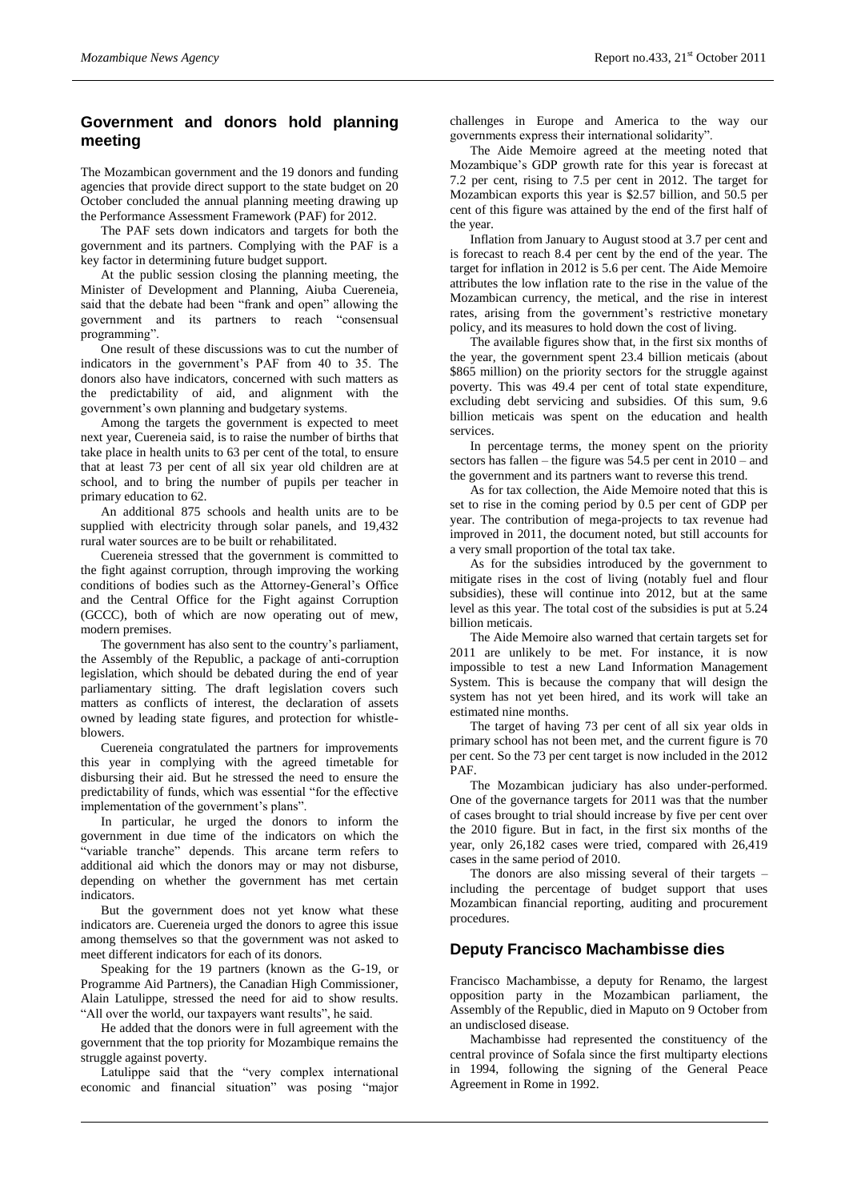## Government and donors hold planning meeting

The Mozambican government and the 19 donors and funding agencies that provide direct support to the state budget on 20 October concluded the annual planning meeting drawing up the Performance Assessment Framework (PAF) for 2012.

The PAF sets down indicators and targets for both the government and its partners. Complying with the PAF is a key factor in determining future budget support.

At the public session closing the planning meeting, the Minister of Development and Planning, Aiuba Cuereneia, said that the debate had been "frank and open" allowing the government and its partners to reach "consensual programming".

One result of these discussions was to cut the number of indicators in the government's PAF from 40 to 35. The donors also have indicators, concerned with such matters as the predictability of aid, and alignment with the government's own planning and budgetary systems.

Among the targets the government is expected to meet next year, Cuereneia said, is to raise the number of births that take place in health units to 63 per cent of the total, to ensure that at least 73 per cent of all six year old children are at school, and to bring the number of pupils per teacher in primary education to 62.

An additional 875 schools and health units are to be supplied with electricity through solar panels, and 19,432 rural water sources are to be built or rehabilitated.

Cuereneia stressed that the government is committed to the fight against corruption, through improving the working conditions of bodies such as the Attorney-General's Office and the Central Office for the Fight against Corruption (GCCC), both of which are now operating out of mew, modern premises.

The government has also sent to the country's parliament, the Assembly of the Republic, a package of anti-corruption legislation, which should be debated during the end of year parliamentary sitting. The draft legislation covers such matters as conflicts of interest, the declaration of assets owned by leading state figures, and protection for whistle-blowers.

Cuereneia congratulated the partners for improvements this year in complying with the agreed timetable for disbursing their aid. But he stressed the need to ensure the predictability of funds, which was essential "for the effective implementation of the government's plans".

In particular, he urged the donors to inform the government in due time of the indicators on which the "variable tranche" depends. This arcane term refers to additional aid which the donors may or may not disburse, depending on whether the government has met certain indicators.

But the government does not yet know what these indicators are. Cuereneia urged the donors to agree this issue among themselves so that the government was not asked to meet different indicators for each of its donors.

Speaking for the 19 partners (known as the G-19, or Programme Aid Partners), the Canadian High Commissioner, Alain Latulippe, stressed the need for aid to show results. "All over the world, our taxpayers want results", he said.

He added that the donors were in full agreement with the government that the top priority for Mozambique remains the struggle against poverty.

Latulippe said that the "very complex international economic and financial situation" was posing "major challenges in Europe and America to the way our governments express their international solidarity".

The Aide Memoire agreed at the meeting noted that Mozambique's GDP growth rate for this year is forecast at 7.2 per cent, rising to 7.5 per cent in 2012. The target for Mozambican exports this year is \$2.57 billion, and 50.5 per cent of this figure was attained by the end of the first half of the year.

Inflation from January to August stood at 3.7 per cent and is forecast to reach 8.4 per cent by the end of the year. The target for inflation in 2012 is 5.6 per cent. The Aide Memoire attributes the low inflation rate to the rise in the value of the Mozambican currency, the metical, and the rise in interest rates, arising from the government's restrictive monetary policy, and its measures to hold down the cost of living.

The available figures show that, in the first six months of the year, the government spent 23.4 billion meticais (about \$865 million) on the priority sectors for the struggle against poverty. This was 49.4 per cent of total state expenditure, excluding debt servicing and subsidies. Of this sum, 9.6 billion meticais was spent on the education and health services.

In percentage terms, the money spent on the priority sectors has fallen – the figure was 54.5 per cent in 2010 – and the government and its partners want to reverse this trend.

As for tax collection, the Aide Memoire noted that this is set to rise in the coming period by 0.5 per cent of GDP per year. The contribution of mega-projects to tax revenue had improved in 2011, the document noted, but still accounts for a very small proportion of the total tax take.

As for the subsidies introduced by the government to mitigate rises in the cost of living (notably fuel and flour subsidies), these will continue into 2012, but at the same level as this year. The total cost of the subsidies is put at 5.24 billion meticais.

The Aide Memoire also warned that certain targets set for 2011 are unlikely to be met. For instance, it is now impossible to test a new Land Information Management System. This is because the company that will design the system has not yet been hired, and its work will take an estimated nine months.

The target of having 73 per cent of all six year olds in primary school has not been met, and the current figure is 70 per cent. So the 73 per cent target is now included in the 2012 PAF.

The Mozambican judiciary has also under-performed. One of the governance targets for 2011 was that the number of cases brought to trial should increase by five per cent over the 2010 figure. But in fact, in the first six months of the year, only 26,182 cases were tried, compared with 26,419 cases in the same period of 2010.

The donors are also missing several of their targets – including the percentage of budget support that uses Mozambican financial reporting, auditing and procurement procedures.

## Deputy Francisco Machambisse dies

Francisco Machambisse, a deputy for Renamo, the largest opposition party in the Mozambican parliament, the Assembly of the Republic, died in Maputo on 9 October from an undisclosed disease.

Machambisse had represented the constituency of the central province of Sofala since the first multiparty elections in 1994, following the signing of the General Peace Agreement in Rome in 1992.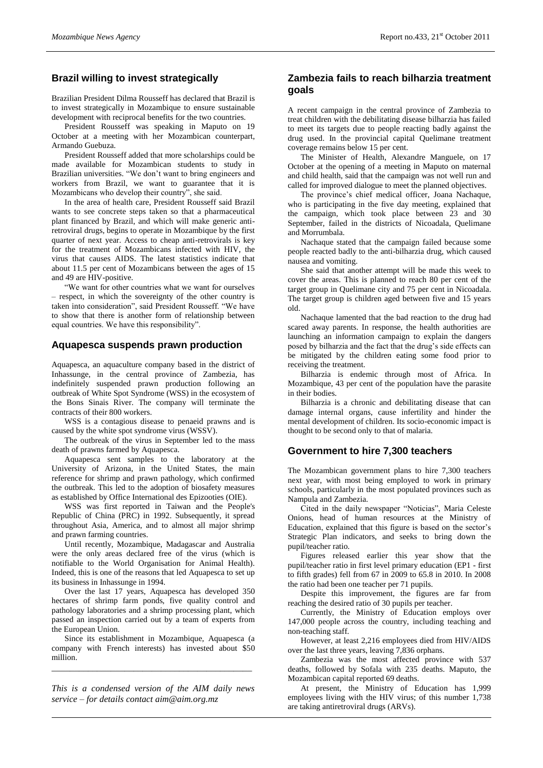## Brazil willing to invest strategically

Brazilian President Dilma Rousseff has declared that Brazil is to invest strategically in Mozambique to ensure sustainable development with reciprocal benefits for the two countries.

President Rousseff was speaking in Maputo on 19 October at a meeting with her Mozambican counterpart, Armando Guebuza.

President Rousseff added that more scholarships could be made available for Mozambican students to study in Brazilian universities. "We don't want to bring engineers and workers from Brazil, we want to guarantee that it is Mozambicans who develop their country", she said.

In the area of health care, President Rousseff said Brazil wants to see concrete steps taken so that a pharmaceutical plant financed by Brazil, and which will make generic anti-retroviral drugs, begins to operate in Mozambique by the first quarter of next year. Access to cheap anti-retrovirals is key for the treatment of Mozambicans infected with HIV, the virus that causes AIDS. The latest statistics indicate that about 11.5 per cent of Mozambicans between the ages of 15 and 49 are HIV-positive.

"We want for other countries what we want for ourselves – respect, in which the sovereignty of the other country is taken into consideration", said President Rousseff. "We have to show that there is another form of relationship between equal countries. We have this responsibility".

## Aquapesca suspends prawn production

Aquapesca, an aquaculture company based in the district of Inhassunge, in the central province of Zambezia, has indefinitely suspended prawn production following an outbreak of White Spot Syndrome (WSS) in the ecosystem of the Bons Sinais River. The company will terminate the contracts of their 800 workers.

WSS is a contagious disease to penaeid prawns and is caused by the white spot syndrome virus (WSSV).

The outbreak of the virus in September led to the mass death of prawns farmed by Aquapesca.

Aquapesca sent samples to the laboratory at the University of Arizona, in the United States, the main reference for shrimp and prawn pathology, which confirmed the outbreak. This led to the adoption of biosafety measures as established by Office International des Epizooties (OIE).

WSS was first reported in Taiwan and the People's Republic of China (PRC) in 1992. Subsequently, it spread throughout Asia, America, and to almost all major shrimp and prawn farming countries.

Until recently, Mozambique, Madagascar and Australia were the only areas declared free of the virus (which is notifiable to the World Organisation for Animal Health). Indeed, this is one of the reasons that led Aquapesca to set up its business in Inhassunge in 1994.

Over the last 17 years, Aquapesca has developed 350 hectares of shrimp farm ponds, five quality control and pathology laboratories and a shrimp processing plant, which passed an inspection carried out by a team of experts from the European Union.

Since its establishment in Mozambique, Aquapesca (a company with French interests) has invested about $50 million.

---

*This is a condensed version of the AIM daily news service – for details contact aim@aim.org.mz*

## Zambezia fails to reach bilharzia treatment goals

A recent campaign in the central province of Zambezia to treat children with the debilitating disease bilharzia has failed to meet its targets due to people reacting badly against the drug used. In the provincial capital Quelimane treatment coverage remains below 15 per cent.

The Minister of Health, Alexandre Manguele, on 17 October at the opening of a meeting in Maputo on maternal and child health, said that the campaign was not well run and called for improved dialogue to meet the planned objectives.

The province's chief medical officer, Joana Nachaque, who is participating in the five day meeting, explained that the campaign, which took place between 23 and 30 September, failed in the districts of Nicoadala, Quelimane and Morrumbala.

Nachaque stated that the campaign failed because some people reacted badly to the anti-bilharzia drug, which caused nausea and vomiting.

She said that another attempt will be made this week to cover the areas. This is planned to reach 80 per cent of the target group in Quelimane city and 75 per cent in Nicoadala. The target group is children aged between five and 15 years old.

Nachaque lamented that the bad reaction to the drug had scared away parents. In response, the health authorities are launching an information campaign to explain the dangers posed by bilharzia and the fact that the drug's side effects can be mitigated by the children eating some food prior to receiving the treatment.

Bilharzia is endemic through most of Africa. In Mozambique, 43 per cent of the population have the parasite in their bodies.

Bilharzia is a chronic and debilitating disease that can damage internal organs, cause infertility and hinder the mental development of children. Its socio-economic impact is thought to be second only to that of malaria.

## Government to hire 7,300 teachers

The Mozambican government plans to hire 7,300 teachers next year, with most being employed to work in primary schools, particularly in the most populated provinces such as Nampula and Zambezia.

Cited in the daily newspaper "Noticias", Maria Celeste Onions, head of human resources at the Ministry of Education, explained that this figure is based on the sector's Strategic Plan indicators, and seeks to bring down the pupil/teacher ratio.

Figures released earlier this year show that the pupil/teacher ratio in first level primary education (EP1 - first to fifth grades) fell from 67 in 2009 to 65.8 in 2010. In 2008 the ratio had been one teacher per 71 pupils.

Despite this improvement, the figures are far from reaching the desired ratio of 30 pupils per teacher.

Currently, the Ministry of Education employs over 147,000 people across the country, including teaching and non-teaching staff.

However, at least 2,216 employees died from HIV/AIDS over the last three years, leaving 7,836 orphans.

Zambezia was the most affected province with 537 deaths, followed by Sofala with 235 deaths. Maputo, the Mozambican capital reported 69 deaths.

At present, the Ministry of Education has 1,999 employees living with the HIV virus; of this number 1,738 are taking antiretroviral drugs (ARVs).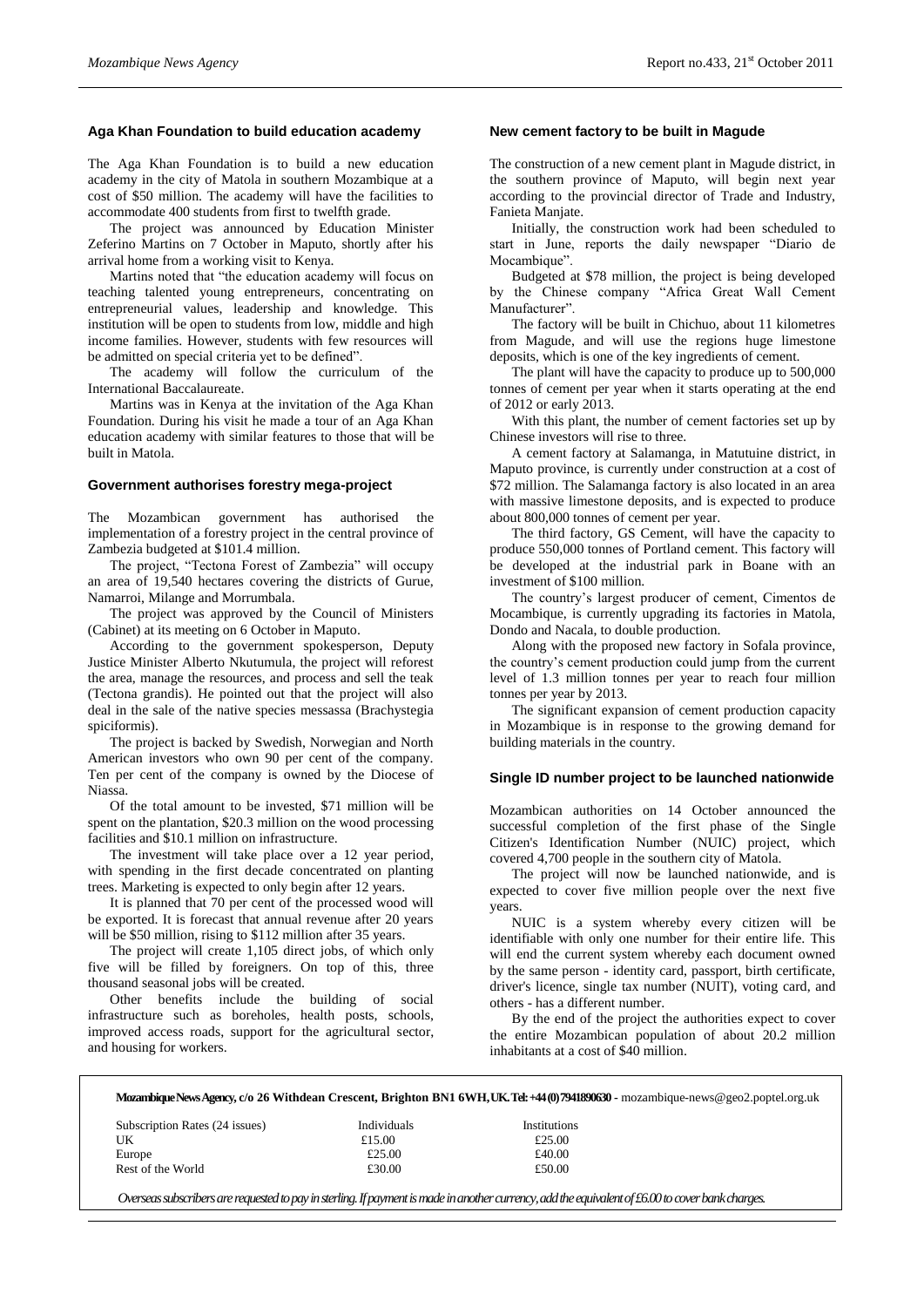## Aga Khan Foundation to build education academy

The Aga Khan Foundation is to build a new education academy in the city of Matola in southern Mozambique at a cost of $50 million. The academy will have the facilities to accommodate 400 students from first to twelfth grade.

The project was announced by Education Minister Zeferino Martins on 7 October in Maputo, shortly after his arrival home from a working visit to Kenya.

Martins noted that "the education academy will focus on teaching talented young entrepreneurs, concentrating on entrepreneurial values, leadership and knowledge. This institution will be open to students from low, middle and high income families. However, students with few resources will be admitted on special criteria yet to be defined".

The academy will follow the curriculum of the International Baccalaureate.

Martins was in Kenya at the invitation of the Aga Khan Foundation. During his visit he made a tour of an Aga Khan education academy with similar features to those that will be built in Matola.

## Government authorises forestry mega-project

The Mozambican government has authorised the implementation of a forestry project in the central province of Zambezia budgeted at $101.4 million.

The project, "Tectona Forest of Zambezia" will occupy an area of 19,540 hectares covering the districts of Gurue, Namarroi, Milange and Morrumbala.

The project was approved by the Council of Ministers (Cabinet) at its meeting on 6 October in Maputo.

According to the government spokesperson, Deputy Justice Minister Alberto Nkutumula, the project will reforest the area, manage the resources, and process and sell the teak (Tectona grandis). He pointed out that the project will also deal in the sale of the native species messassa (Brachystegia spiciformis).

The project is backed by Swedish, Norwegian and North American investors who own 90 per cent of the company. Ten per cent of the company is owned by the Diocese of Niassa.

Of the total amount to be invested, $71 million will be spent on the plantation, $20.3 million on the wood processing facilities and $10.1 million on infrastructure.

The investment will take place over a 12 year period, with spending in the first decade concentrated on planting trees. Marketing is expected to only begin after 12 years.

It is planned that 70 per cent of the processed wood will be exported. It is forecast that annual revenue after 20 years will be $50 million, rising to $112 million after 35 years.

The project will create 1,105 direct jobs, of which only five will be filled by foreigners. On top of this, three thousand seasonal jobs will be created.

Other benefits include the building of social infrastructure such as boreholes, health posts, schools, improved access roads, support for the agricultural sector, and housing for workers.

## New cement factory to be built in Magude

The construction of a new cement plant in Magude district, in the southern province of Maputo, will begin next year according to the provincial director of Trade and Industry, Fanieta Manjate.

Initially, the construction work had been scheduled to start in June, reports the daily newspaper "Diario de Mocambique".

Budgeted at $78 million, the project is being developed by the Chinese company "Africa Great Wall Cement Manufacturer".

The factory will be built in Chichuo, about 11 kilometres from Magude, and will use the regions huge limestone deposits, which is one of the key ingredients of cement.

The plant will have the capacity to produce up to 500,000 tonnes of cement per year when it starts operating at the end of 2012 or early 2013.

With this plant, the number of cement factories set up by Chinese investors will rise to three.

A cement factory at Salamanga, in Matutuine district, in Maputo province, is currently under construction at a cost of $72 million. The Salamanga factory is also located in an area with massive limestone deposits, and is expected to produce about 800,000 tonnes of cement per year.

The third factory, GS Cement, will have the capacity to produce 550,000 tonnes of Portland cement. This factory will be developed at the industrial park in Boane with an investment of $100 million.

The country's largest producer of cement, Cimentos de Mocambique, is currently upgrading its factories in Matola, Dondo and Nacala, to double production.

Along with the proposed new factory in Sofala province, the country's cement production could jump from the current level of 1.3 million tonnes per year to reach four million tonnes per year by 2013.

The significant expansion of cement production capacity in Mozambique is in response to the growing demand for building materials in the country.

## Single ID number project to be launched nationwide

Mozambican authorities on 14 October announced the successful completion of the first phase of the Single Citizen's Identification Number (NUIC) project, which covered 4,700 people in the southern city of Matola.

The project will now be launched nationwide, and is expected to cover five million people over the next five years.

NUIC is a system whereby every citizen will be identifiable with only one number for their entire life. This will end the current system whereby each document owned by the same person - identity card, passport, birth certificate, driver's licence, single tax number (NUIT), voting card, and others - has a different number.

By the end of the project the authorities expect to cover the entire Mozambican population of about 20.2 million inhabitants at a cost of $40 million.

---

**Mozambique News Agency, c/o 26 Withdean Crescent, Brighton BN1 6WH, UK. Tel: +44 (0)7941890630** - mozambique-news@geo2.poptel.org.uk

| Subscription Rates (24 issues) | Individuals | Institutions |
|---|---|---|
| UK | £15.00 | £25.00 |
| Europe | £25.00 | £40.00 |
| Rest of the World | £30.00 | £50.00 |

*Overseas subscribers are requested to pay in sterling. If payment is made in another currency, add the equivalent of £6.00 to cover bank charges.*